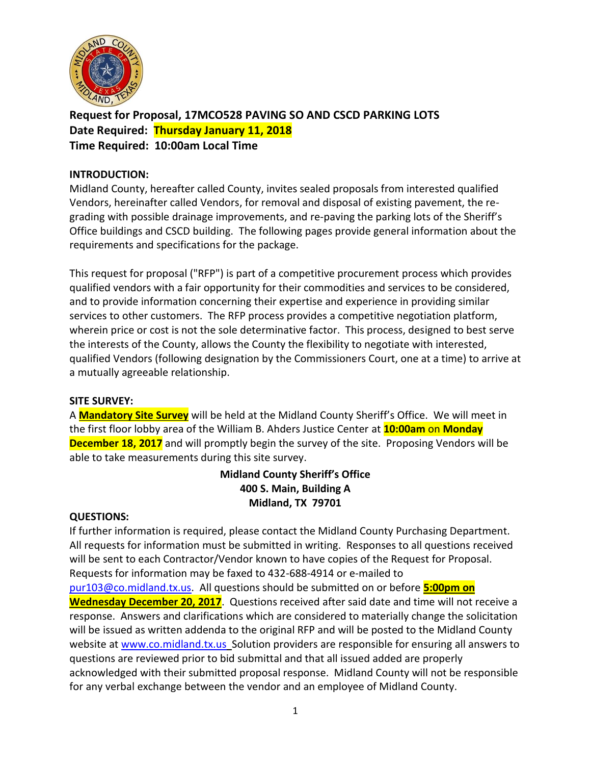**Request for Proposal, 17MCO528 PAVING SO AND CSCD PARKING LOTS**
**Date Required: Thursday January 11, 2018**
**Time Required: 10:00am Local Time**

**INTRODUCTION:**

Midland County, hereafter called County, invites sealed proposals from interested qualified Vendors, hereinafter called Vendors, for removal and disposal of existing pavement, the re-grading with possible drainage improvements, and re-paving the parking lots of the Sheriff's Office buildings and CSCD building. The following pages provide general information about the requirements and specifications for the package.

This request for proposal ("RFP") is part of a competitive procurement process which provides qualified vendors with a fair opportunity for their commodities and services to be considered, and to provide information concerning their expertise and experience in providing similar services to other customers. The RFP process provides a competitive negotiation platform, wherein price or cost is not the sole determinative factor. This process, designed to best serve the interests of the County, allows the County the flexibility to negotiate with interested, qualified Vendors (following designation by the Commissioners Court, one at a time) to arrive at a mutually agreeable relationship.

**SITE SURVEY:**

A **Mandatory Site Survey** will be held at the Midland County Sheriff's Office. We will meet in the first floor lobby area of the William B. Ahders Justice Center at **10:00am** on **Monday December 18, 2017** and will promptly begin the survey of the site. Proposing Vendors will be able to take measurements during this site survey.

**Midland County Sheriff's Office**
**400 S. Main, Building A**
**Midland, TX 79701**

**QUESTIONS:**

If further information is required, please contact the Midland County Purchasing Department. All requests for information must be submitted in writing. Responses to all questions received will be sent to each Contractor/Vendor known to have copies of the Request for Proposal. Requests for information may be faxed to 432-688-4914 or e-mailed to pur103@co.midland.tx.us. All questions should be submitted on or before **5:00pm on Wednesday December 20, 2017**. Questions received after said date and time will not receive a response. Answers and clarifications which are considered to materially change the solicitation will be issued as written addenda to the original RFP and will be posted to the Midland County website at www.co.midland.tx.us Solution providers are responsible for ensuring all answers to questions are reviewed prior to bid submittal and that all issued added are properly acknowledged with their submitted proposal response. Midland County will not be responsible for any verbal exchange between the vendor and an employee of Midland County.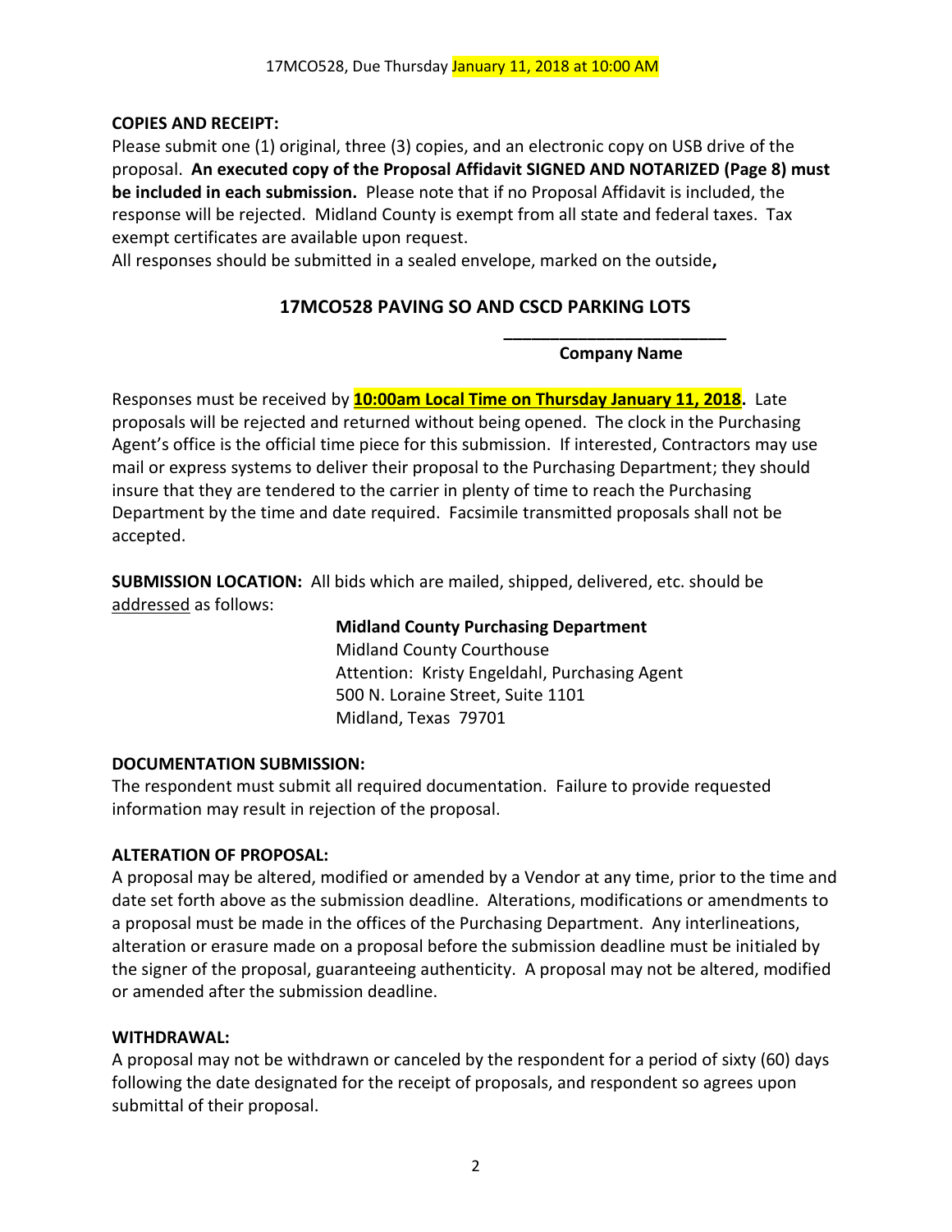**COPIES AND RECEIPT:**

Please submit one (1) original, three (3) copies, and an electronic copy on USB drive of the proposal. **An executed copy of the Proposal Affidavit SIGNED AND NOTARIZED (Page 8) must be included in each submission.** Please note that if no Proposal Affidavit is included, the response will be rejected. Midland County is exempt from all state and federal taxes. Tax exempt certificates are available upon request.

All responses should be submitted in a sealed envelope, marked on the outside**,**

**17MCO528 PAVING SO AND CSCD PARKING LOTS**

**________________________**

**Company Name**

Responses must be received by **10:00am Local Time on Thursday January 11, 2018.** Late proposals will be rejected and returned without being opened. The clock in the Purchasing Agent's office is the official time piece for this submission. If interested, Contractors may use mail or express systems to deliver their proposal to the Purchasing Department; they should insure that they are tendered to the carrier in plenty of time to reach the Purchasing Department by the time and date required. Facsimile transmitted proposals shall not be accepted.

**SUBMISSION LOCATION:** All bids which are mailed, shipped, delivered, etc. should be addressed as follows:

**Midland County Purchasing Department**
Midland County Courthouse
Attention: Kristy Engeldahl, Purchasing Agent
500 N. Loraine Street, Suite 1101
Midland, Texas 79701

**DOCUMENTATION SUBMISSION:**

The respondent must submit all required documentation. Failure to provide requested information may result in rejection of the proposal.

**ALTERATION OF PROPOSAL:**

A proposal may be altered, modified or amended by a Vendor at any time, prior to the time and date set forth above as the submission deadline. Alterations, modifications or amendments to a proposal must be made in the offices of the Purchasing Department. Any interlineations, alteration or erasure made on a proposal before the submission deadline must be initialed by the signer of the proposal, guaranteeing authenticity. A proposal may not be altered, modified or amended after the submission deadline.

**WITHDRAWAL:**

A proposal may not be withdrawn or canceled by the respondent for a period of sixty (60) days following the date designated for the receipt of proposals, and respondent so agrees upon submittal of their proposal.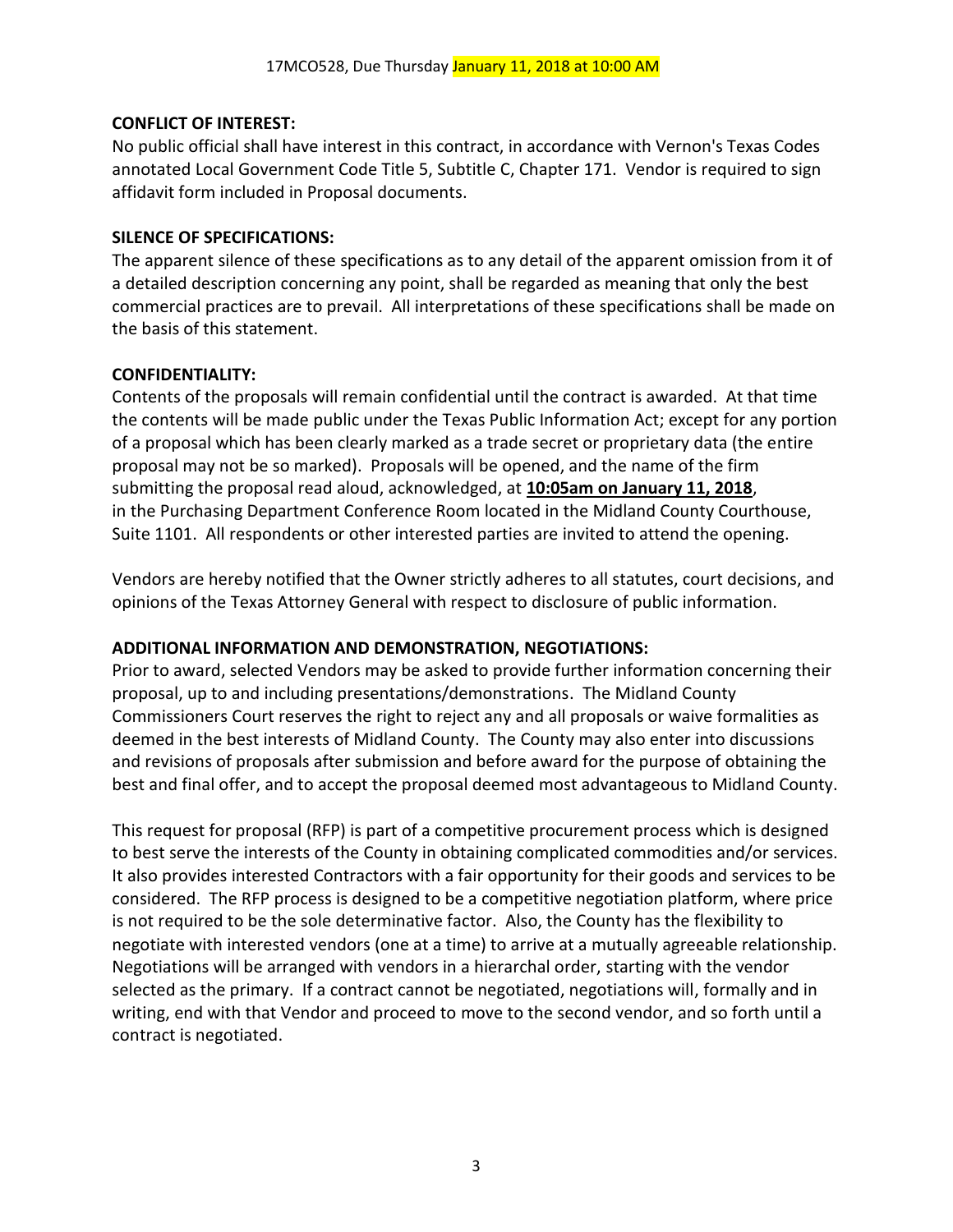**CONFLICT OF INTEREST:**

No public official shall have interest in this contract, in accordance with Vernon's Texas Codes annotated Local Government Code Title 5, Subtitle C, Chapter 171. Vendor is required to sign affidavit form included in Proposal documents.

**SILENCE OF SPECIFICATIONS:**

The apparent silence of these specifications as to any detail of the apparent omission from it of a detailed description concerning any point, shall be regarded as meaning that only the best commercial practices are to prevail. All interpretations of these specifications shall be made on the basis of this statement.

**CONFIDENTIALITY:**

Contents of the proposals will remain confidential until the contract is awarded. At that time the contents will be made public under the Texas Public Information Act; except for any portion of a proposal which has been clearly marked as a trade secret or proprietary data (the entire proposal may not be so marked). Proposals will be opened, and the name of the firm submitting the proposal read aloud, acknowledged, at **10:05am on January 11, 2018**, in the Purchasing Department Conference Room located in the Midland County Courthouse, Suite 1101. All respondents or other interested parties are invited to attend the opening.

Vendors are hereby notified that the Owner strictly adheres to all statutes, court decisions, and opinions of the Texas Attorney General with respect to disclosure of public information.

**ADDITIONAL INFORMATION AND DEMONSTRATION, NEGOTIATIONS:**

Prior to award, selected Vendors may be asked to provide further information concerning their proposal, up to and including presentations/demonstrations. The Midland County Commissioners Court reserves the right to reject any and all proposals or waive formalities as deemed in the best interests of Midland County. The County may also enter into discussions and revisions of proposals after submission and before award for the purpose of obtaining the best and final offer, and to accept the proposal deemed most advantageous to Midland County.

This request for proposal (RFP) is part of a competitive procurement process which is designed to best serve the interests of the County in obtaining complicated commodities and/or services. It also provides interested Contractors with a fair opportunity for their goods and services to be considered. The RFP process is designed to be a competitive negotiation platform, where price is not required to be the sole determinative factor. Also, the County has the flexibility to negotiate with interested vendors (one at a time) to arrive at a mutually agreeable relationship. Negotiations will be arranged with vendors in a hierarchal order, starting with the vendor selected as the primary. If a contract cannot be negotiated, negotiations will, formally and in writing, end with that Vendor and proceed to move to the second vendor, and so forth until a contract is negotiated.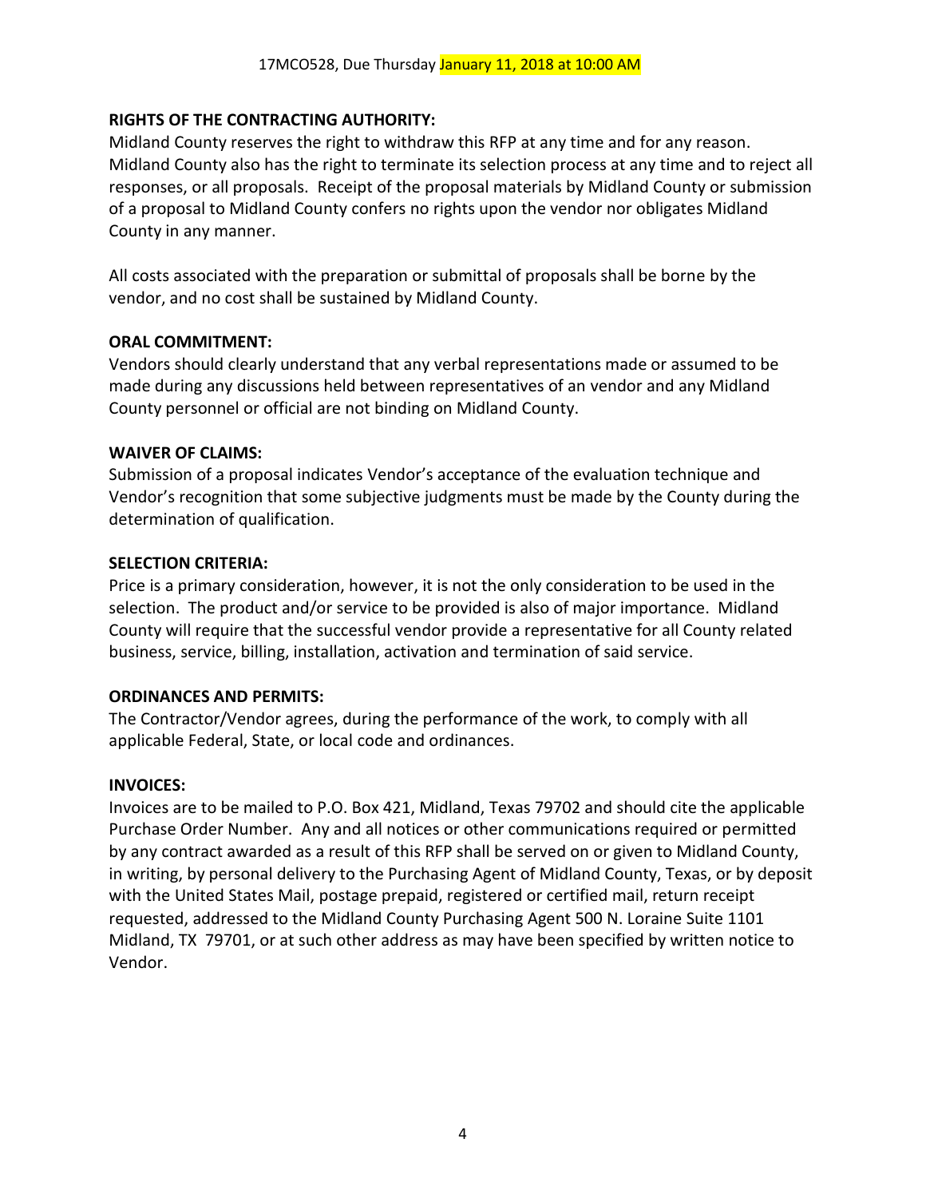**RIGHTS OF THE CONTRACTING AUTHORITY:**

Midland County reserves the right to withdraw this RFP at any time and for any reason. Midland County also has the right to terminate its selection process at any time and to reject all responses, or all proposals. Receipt of the proposal materials by Midland County or submission of a proposal to Midland County confers no rights upon the vendor nor obligates Midland County in any manner.

All costs associated with the preparation or submittal of proposals shall be borne by the vendor, and no cost shall be sustained by Midland County.

**ORAL COMMITMENT:**

Vendors should clearly understand that any verbal representations made or assumed to be made during any discussions held between representatives of an vendor and any Midland County personnel or official are not binding on Midland County.

**WAIVER OF CLAIMS:**

Submission of a proposal indicates Vendor's acceptance of the evaluation technique and Vendor's recognition that some subjective judgments must be made by the County during the determination of qualification.

**SELECTION CRITERIA:**

Price is a primary consideration, however, it is not the only consideration to be used in the selection. The product and/or service to be provided is also of major importance. Midland County will require that the successful vendor provide a representative for all County related business, service, billing, installation, activation and termination of said service.

**ORDINANCES AND PERMITS:**

The Contractor/Vendor agrees, during the performance of the work, to comply with all applicable Federal, State, or local code and ordinances.

**INVOICES:**

Invoices are to be mailed to P.O. Box 421, Midland, Texas 79702 and should cite the applicable Purchase Order Number. Any and all notices or other communications required or permitted by any contract awarded as a result of this RFP shall be served on or given to Midland County, in writing, by personal delivery to the Purchasing Agent of Midland County, Texas, or by deposit with the United States Mail, postage prepaid, registered or certified mail, return receipt requested, addressed to the Midland County Purchasing Agent 500 N. Loraine Suite 1101 Midland, TX 79701, or at such other address as may have been specified by written notice to Vendor.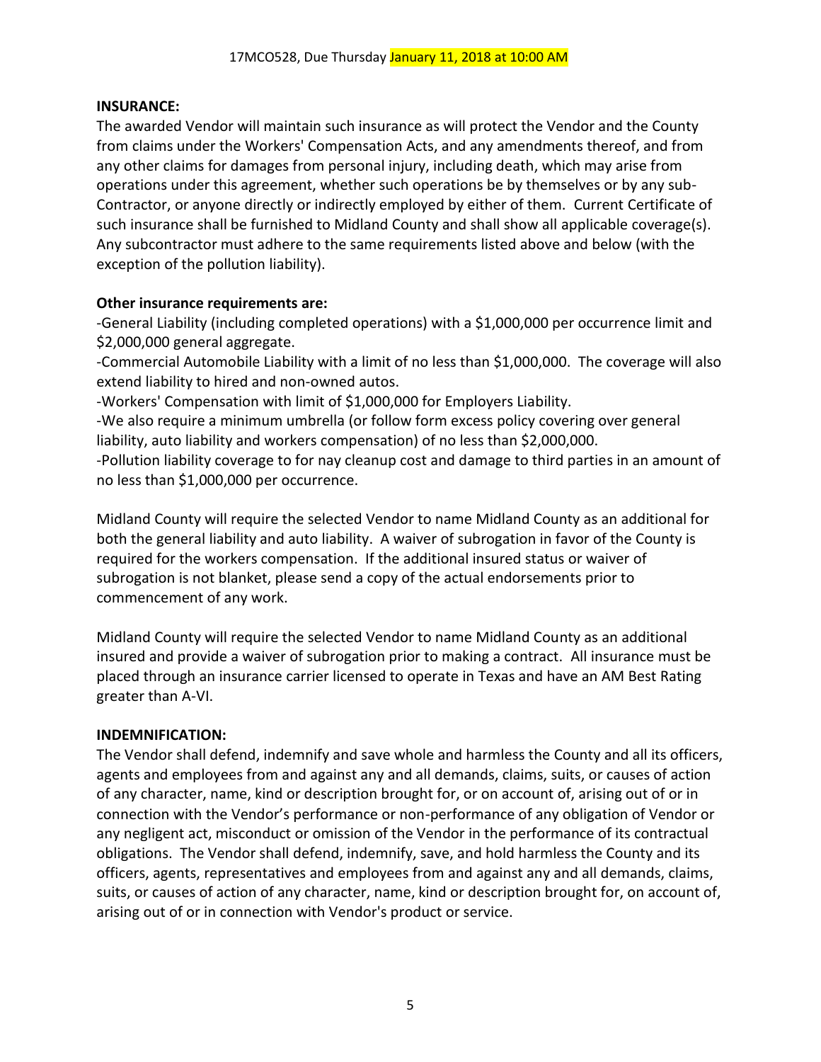**INSURANCE:**

The awarded Vendor will maintain such insurance as will protect the Vendor and the County from claims under the Workers' Compensation Acts, and any amendments thereof, and from any other claims for damages from personal injury, including death, which may arise from operations under this agreement, whether such operations be by themselves or by any sub-Contractor, or anyone directly or indirectly employed by either of them. Current Certificate of such insurance shall be furnished to Midland County and shall show all applicable coverage(s). Any subcontractor must adhere to the same requirements listed above and below (with the exception of the pollution liability).

**Other insurance requirements are:**

-General Liability (including completed operations) with a $1,000,000 per occurrence limit and $2,000,000 general aggregate.

-Commercial Automobile Liability with a limit of no less than $1,000,000. The coverage will also extend liability to hired and non-owned autos.

-Workers' Compensation with limit of $1,000,000 for Employers Liability.

-We also require a minimum umbrella (or follow form excess policy covering over general liability, auto liability and workers compensation) of no less than $2,000,000.

-Pollution liability coverage to for nay cleanup cost and damage to third parties in an amount of no less than $1,000,000 per occurrence.

Midland County will require the selected Vendor to name Midland County as an additional for both the general liability and auto liability. A waiver of subrogation in favor of the County is required for the workers compensation. If the additional insured status or waiver of subrogation is not blanket, please send a copy of the actual endorsements prior to commencement of any work.

Midland County will require the selected Vendor to name Midland County as an additional insured and provide a waiver of subrogation prior to making a contract. All insurance must be placed through an insurance carrier licensed to operate in Texas and have an AM Best Rating greater than A-VI.

**INDEMNIFICATION:**

The Vendor shall defend, indemnify and save whole and harmless the County and all its officers, agents and employees from and against any and all demands, claims, suits, or causes of action of any character, name, kind or description brought for, or on account of, arising out of or in connection with the Vendor's performance or non-performance of any obligation of Vendor or any negligent act, misconduct or omission of the Vendor in the performance of its contractual obligations. The Vendor shall defend, indemnify, save, and hold harmless the County and its officers, agents, representatives and employees from and against any and all demands, claims, suits, or causes of action of any character, name, kind or description brought for, on account of, arising out of or in connection with Vendor's product or service.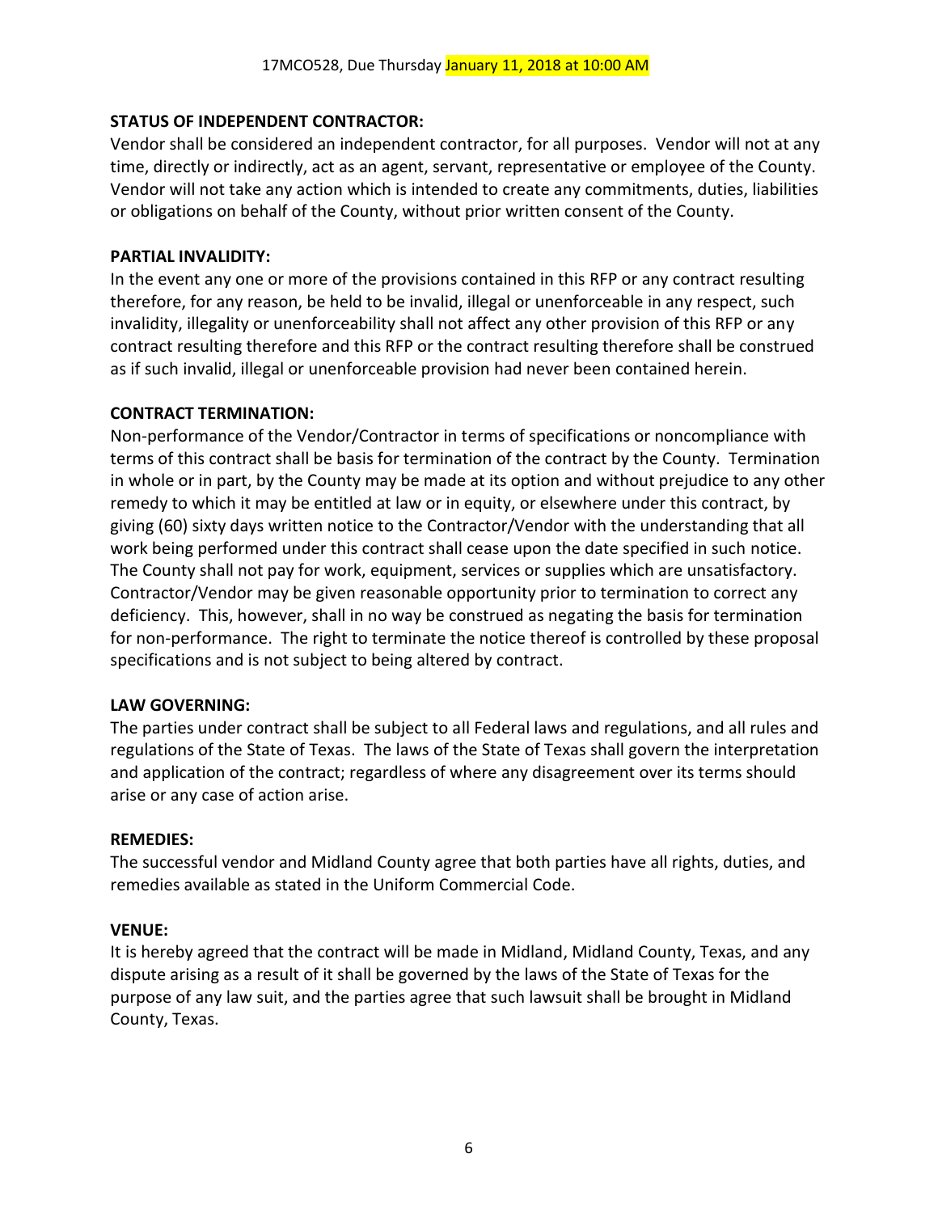**STATUS OF INDEPENDENT CONTRACTOR:**
Vendor shall be considered an independent contractor, for all purposes. Vendor will not at any time, directly or indirectly, act as an agent, servant, representative or employee of the County. Vendor will not take any action which is intended to create any commitments, duties, liabilities or obligations on behalf of the County, without prior written consent of the County.

**PARTIAL INVALIDITY:**
In the event any one or more of the provisions contained in this RFP or any contract resulting therefore, for any reason, be held to be invalid, illegal or unenforceable in any respect, such invalidity, illegality or unenforceability shall not affect any other provision of this RFP or any contract resulting therefore and this RFP or the contract resulting therefore shall be construed as if such invalid, illegal or unenforceable provision had never been contained herein.

**CONTRACT TERMINATION:**
Non-performance of the Vendor/Contractor in terms of specifications or noncompliance with terms of this contract shall be basis for termination of the contract by the County. Termination in whole or in part, by the County may be made at its option and without prejudice to any other remedy to which it may be entitled at law or in equity, or elsewhere under this contract, by giving (60) sixty days written notice to the Contractor/Vendor with the understanding that all work being performed under this contract shall cease upon the date specified in such notice. The County shall not pay for work, equipment, services or supplies which are unsatisfactory. Contractor/Vendor may be given reasonable opportunity prior to termination to correct any deficiency. This, however, shall in no way be construed as negating the basis for termination for non-performance. The right to terminate the notice thereof is controlled by these proposal specifications and is not subject to being altered by contract.

**LAW GOVERNING:**
The parties under contract shall be subject to all Federal laws and regulations, and all rules and regulations of the State of Texas. The laws of the State of Texas shall govern the interpretation and application of the contract; regardless of where any disagreement over its terms should arise or any case of action arise.

**REMEDIES:**
The successful vendor and Midland County agree that both parties have all rights, duties, and remedies available as stated in the Uniform Commercial Code.

**VENUE:**
It is hereby agreed that the contract will be made in Midland, Midland County, Texas, and any dispute arising as a result of it shall be governed by the laws of the State of Texas for the purpose of any law suit, and the parties agree that such lawsuit shall be brought in Midland County, Texas.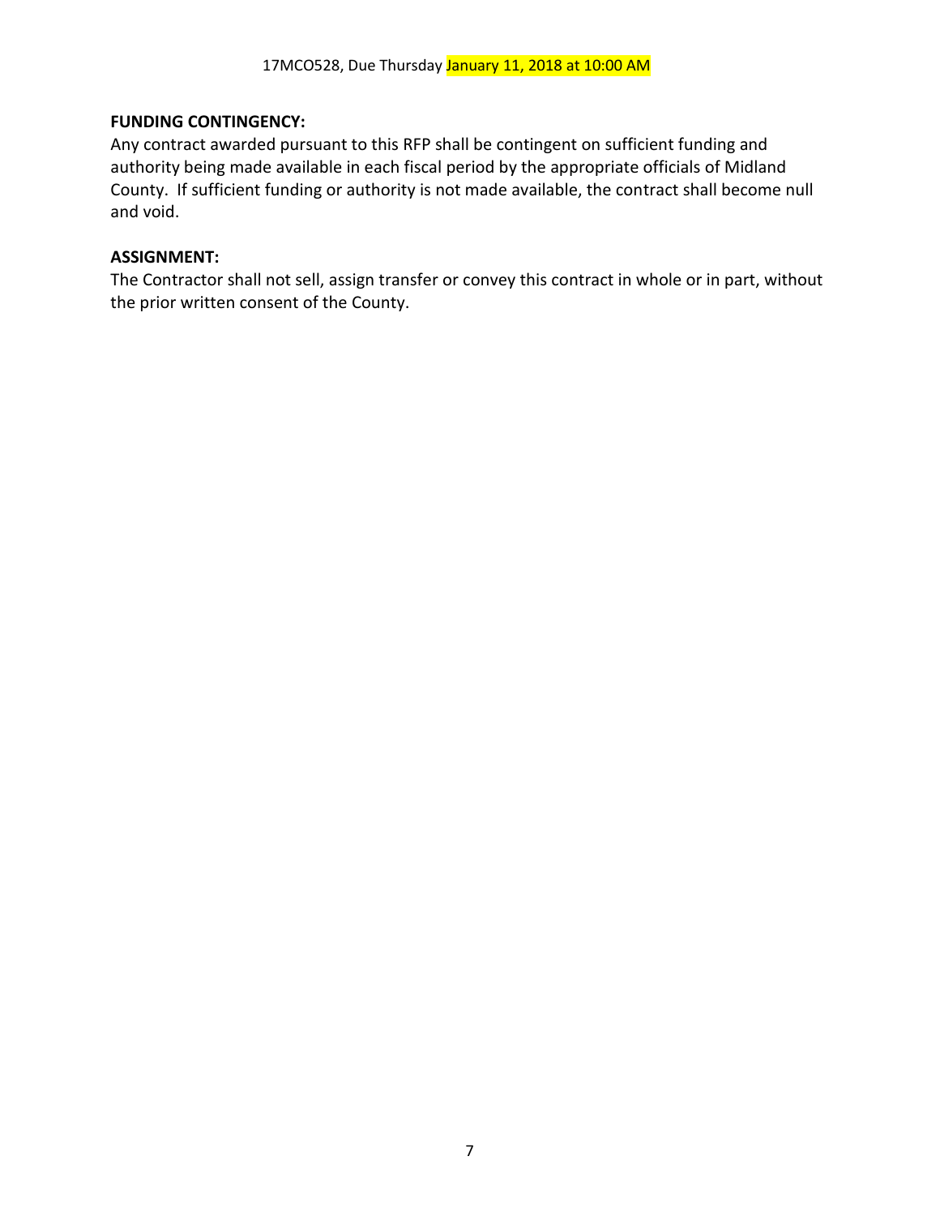**FUNDING CONTINGENCY:**

Any contract awarded pursuant to this RFP shall be contingent on sufficient funding and authority being made available in each fiscal period by the appropriate officials of Midland County. If sufficient funding or authority is not made available, the contract shall become null and void.

**ASSIGNMENT:**

The Contractor shall not sell, assign transfer or convey this contract in whole or in part, without the prior written consent of the County.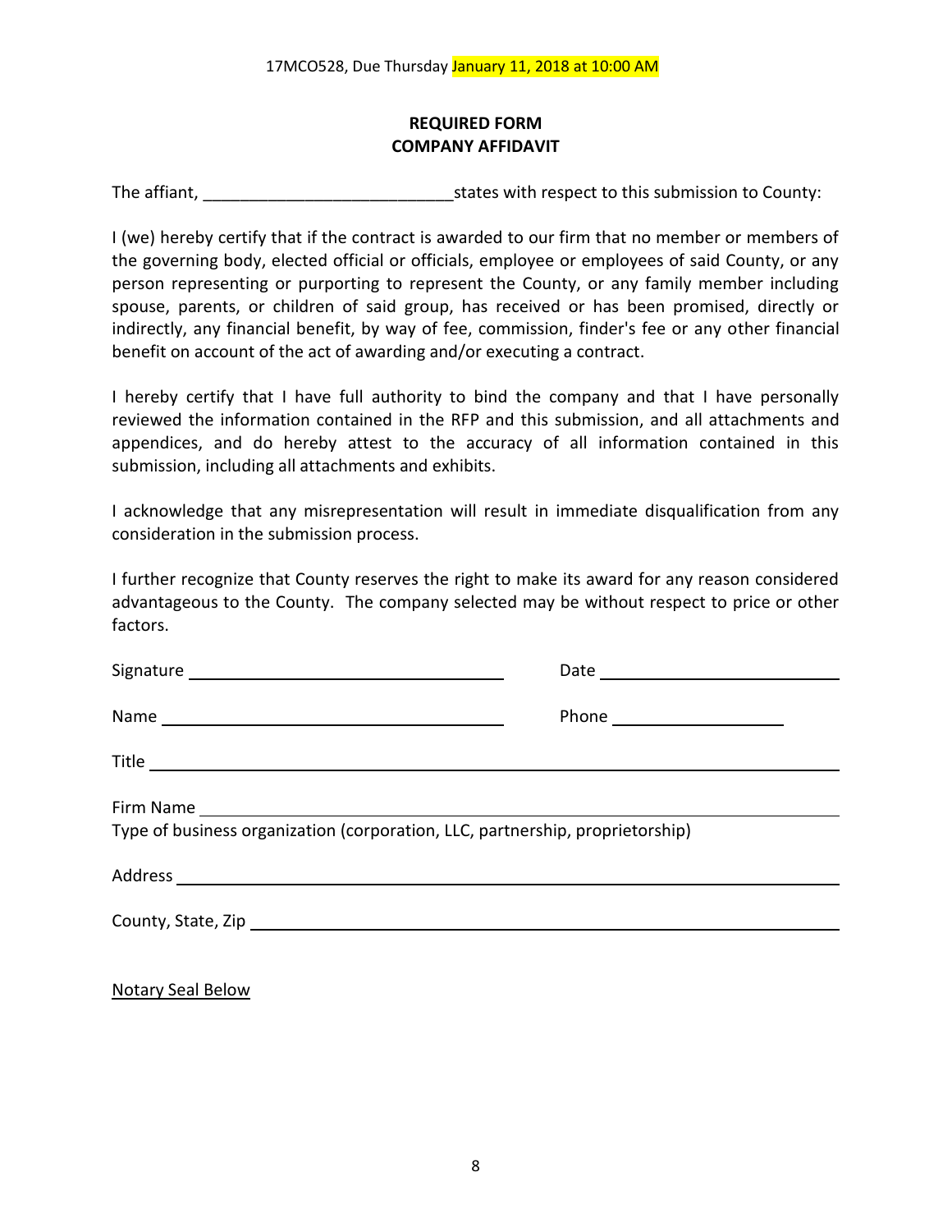17MCO528, Due Thursday January 11, 2018 at 10:00 AM

## REQUIRED FORM
## COMPANY AFFIDAVIT

The affiant, ___________________________ states with respect to this submission to County:

I (we) hereby certify that if the contract is awarded to our firm that no member or members of the governing body, elected official or officials, employee or employees of said County, or any person representing or purporting to represent the County, or any family member including spouse, parents, or children of said group, has received or has been promised, directly or indirectly, any financial benefit, by way of fee, commission, finder's fee or any other financial benefit on account of the act of awarding and/or executing a contract.

I hereby certify that I have full authority to bind the company and that I have personally reviewed the information contained in the RFP and this submission, and all attachments and appendices, and do hereby attest to the accuracy of all information contained in this submission, including all attachments and exhibits.

I acknowledge that any misrepresentation will result in immediate disqualification from any consideration in the submission process.

I further recognize that County reserves the right to make its award for any reason considered advantageous to the County. The company selected may be without respect to price or other factors.

Signature ___________________________ Date ___________________________

Name ___________________________ Phone ___________________

Title ___________________________________________________________

Firm Name ___________________________________________________________
Type of business organization (corporation, LLC, partnership, proprietorship)

Address ___________________________________________________________

County, State, Zip ___________________________________________________

Notary Seal Below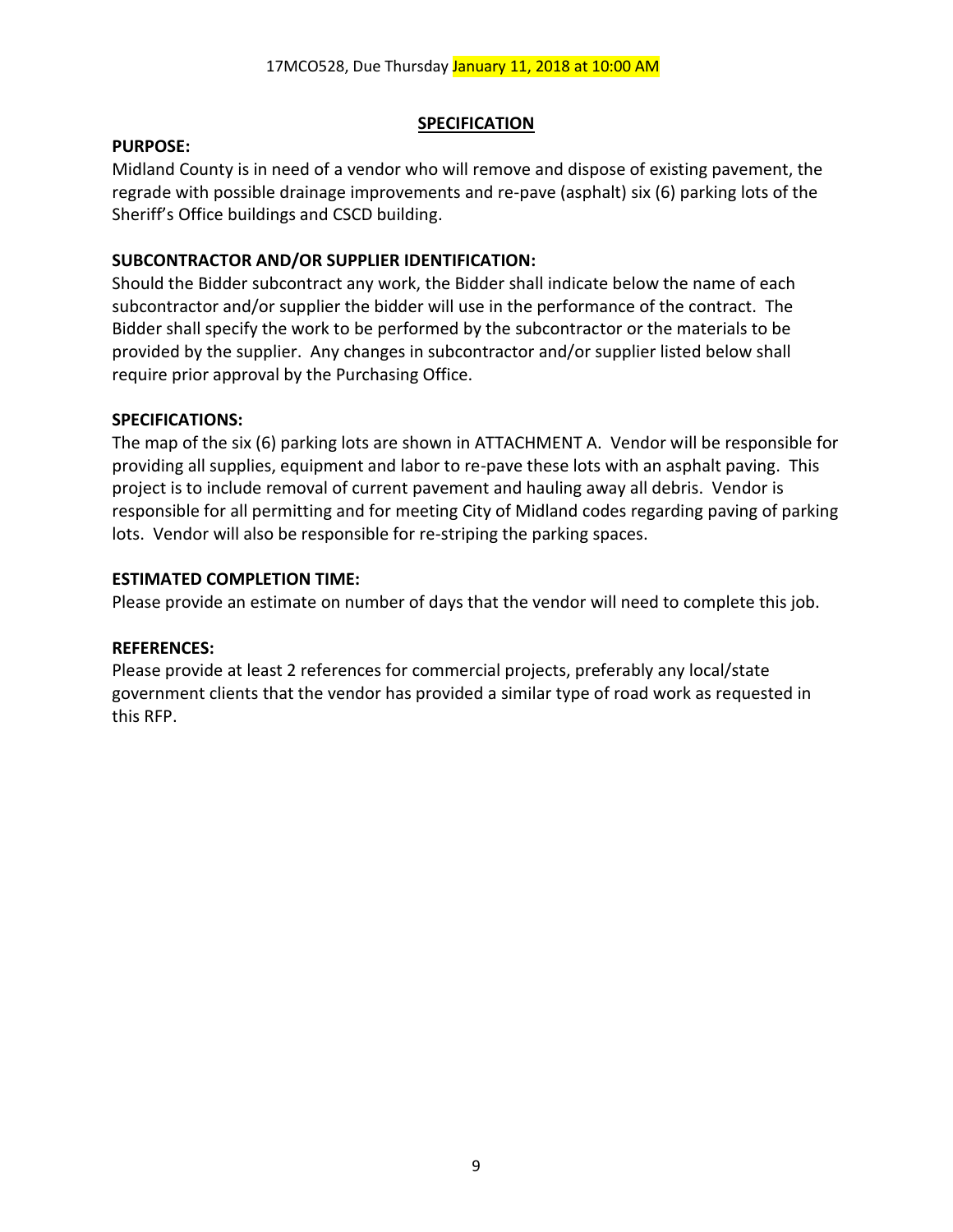17MCO528, Due Thursday January 11, 2018 at 10:00 AM

## SPECIFICATION

**PURPOSE:**

Midland County is in need of a vendor who will remove and dispose of existing pavement, the regrade with possible drainage improvements and re-pave (asphalt) six (6) parking lots of the Sheriff's Office buildings and CSCD building.

**SUBCONTRACTOR AND/OR SUPPLIER IDENTIFICATION:**

Should the Bidder subcontract any work, the Bidder shall indicate below the name of each subcontractor and/or supplier the bidder will use in the performance of the contract. The Bidder shall specify the work to be performed by the subcontractor or the materials to be provided by the supplier. Any changes in subcontractor and/or supplier listed below shall require prior approval by the Purchasing Office.

**SPECIFICATIONS:**

The map of the six (6) parking lots are shown in ATTACHMENT A. Vendor will be responsible for providing all supplies, equipment and labor to re-pave these lots with an asphalt paving. This project is to include removal of current pavement and hauling away all debris. Vendor is responsible for all permitting and for meeting City of Midland codes regarding paving of parking lots. Vendor will also be responsible for re-striping the parking spaces.

**ESTIMATED COMPLETION TIME:**

Please provide an estimate on number of days that the vendor will need to complete this job.

**REFERENCES:**

Please provide at least 2 references for commercial projects, preferably any local/state government clients that the vendor has provided a similar type of road work as requested in this RFP.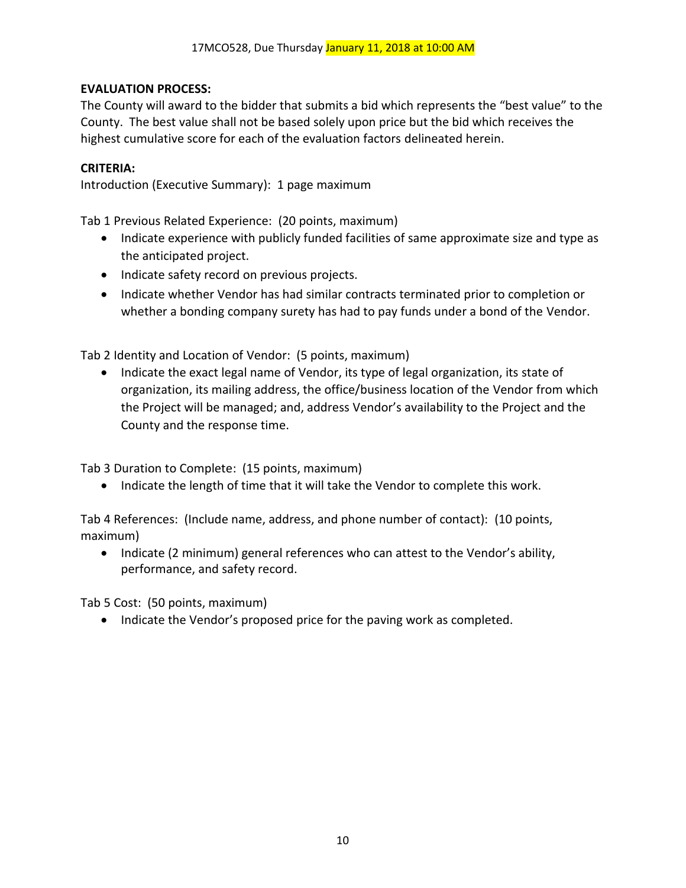**EVALUATION PROCESS:**
The County will award to the bidder that submits a bid which represents the "best value" to the County. The best value shall not be based solely upon price but the bid which receives the highest cumulative score for each of the evaluation factors delineated herein.

**CRITERIA:**
Introduction (Executive Summary): 1 page maximum

Tab 1 Previous Related Experience: (20 points, maximum)

- Indicate experience with publicly funded facilities of same approximate size and type as the anticipated project.
- Indicate safety record on previous projects.
- Indicate whether Vendor has had similar contracts terminated prior to completion or whether a bonding company surety has had to pay funds under a bond of the Vendor.

Tab 2 Identity and Location of Vendor: (5 points, maximum)

- Indicate the exact legal name of Vendor, its type of legal organization, its state of organization, its mailing address, the office/business location of the Vendor from which the Project will be managed; and, address Vendor's availability to the Project and the County and the response time.

Tab 3 Duration to Complete: (15 points, maximum)

- Indicate the length of time that it will take the Vendor to complete this work.

Tab 4 References: (Include name, address, and phone number of contact): (10 points, maximum)

- Indicate (2 minimum) general references who can attest to the Vendor's ability, performance, and safety record.

Tab 5 Cost: (50 points, maximum)

- Indicate the Vendor's proposed price for the paving work as completed.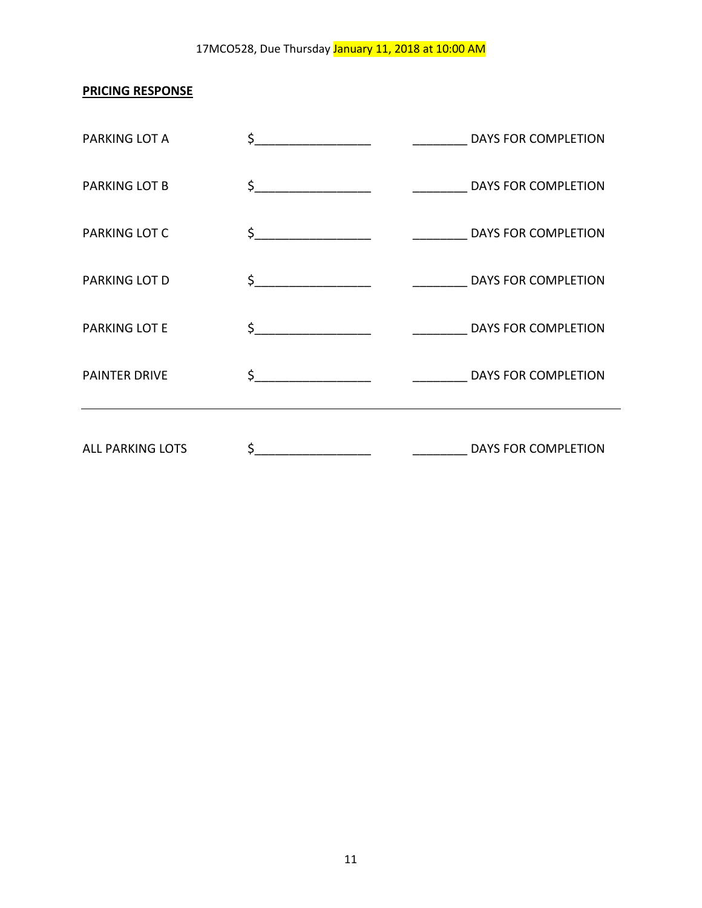17MCO528, Due Thursday January 11, 2018 at 10:00 AM

**PRICING RESPONSE**

PARKING LOT A $_________________ ________ DAYS FOR COMPLETION

PARKING LOT B $_________________ ________ DAYS FOR COMPLETION

PARKING LOT C $_________________ ________ DAYS FOR COMPLETION

PARKING LOT D $_________________ ________ DAYS FOR COMPLETION

PARKING LOT E $_________________ ________ DAYS FOR COMPLETION

PAINTER DRIVE $_________________ ________ DAYS FOR COMPLETION

---

ALL PARKING LOTS $_________________ ________ DAYS FOR COMPLETION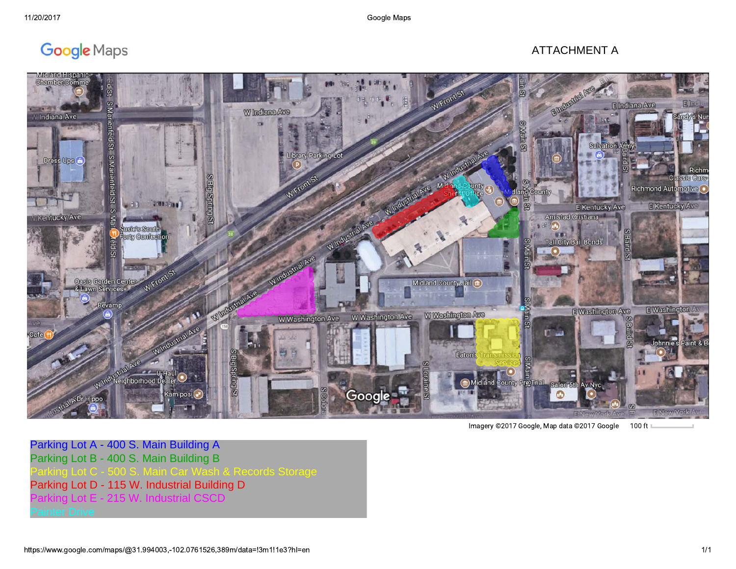ATTACHMENT A

Parking Lot A - 400 S. Main Building A

Parking Lot B - 400 S. Main Building B

Parking Lot C - 500 S. Main Car Wash & Records Storage

Parking Lot D - 115 W. Industrial Building D

Parking Lot E - 215 W. Industrial CSCD

Painter Drive